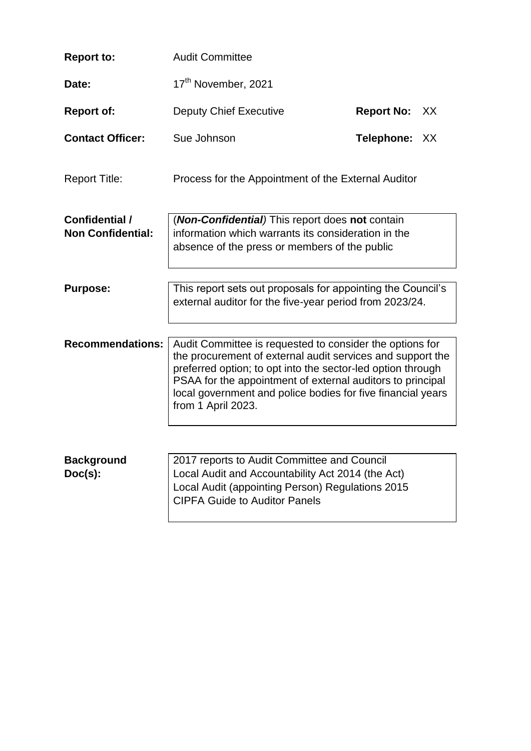| | | | |
|---|---|---|---|
| **Report to:** | Audit Committee | | |
| **Date:** | 17th November, 2021 | | |
| **Report of:** | Deputy Chief Executive | **Report No:** | XX |
| **Contact Officer:** | Sue Johnson | **Telephone:** | XX |

Report Title: Process for the Appointment of the External Auditor

| | |
|---|---|
| **Confidential / Non Confidential:** | (***Non-Confidential)*** This report does **not** contain information which warrants its consideration in the absence of the press or members of the public |
| **Purpose:** | This report sets out proposals for appointing the Council's external auditor for the five-year period from 2023/24. |
| **Recommendations:** | Audit Committee is requested to consider the options for the procurement of external audit services and support the preferred option; to opt into the sector-led option through PSAA for the appointment of external auditors to principal local government and police bodies for five financial years from 1 April 2023. |
| **Background Doc(s):** | 2017 reports to Audit Committee and Council<br>Local Audit and Accountability Act 2014 (the Act)<br>Local Audit (appointing Person) Regulations 2015<br>CIPFA Guide to Auditor Panels |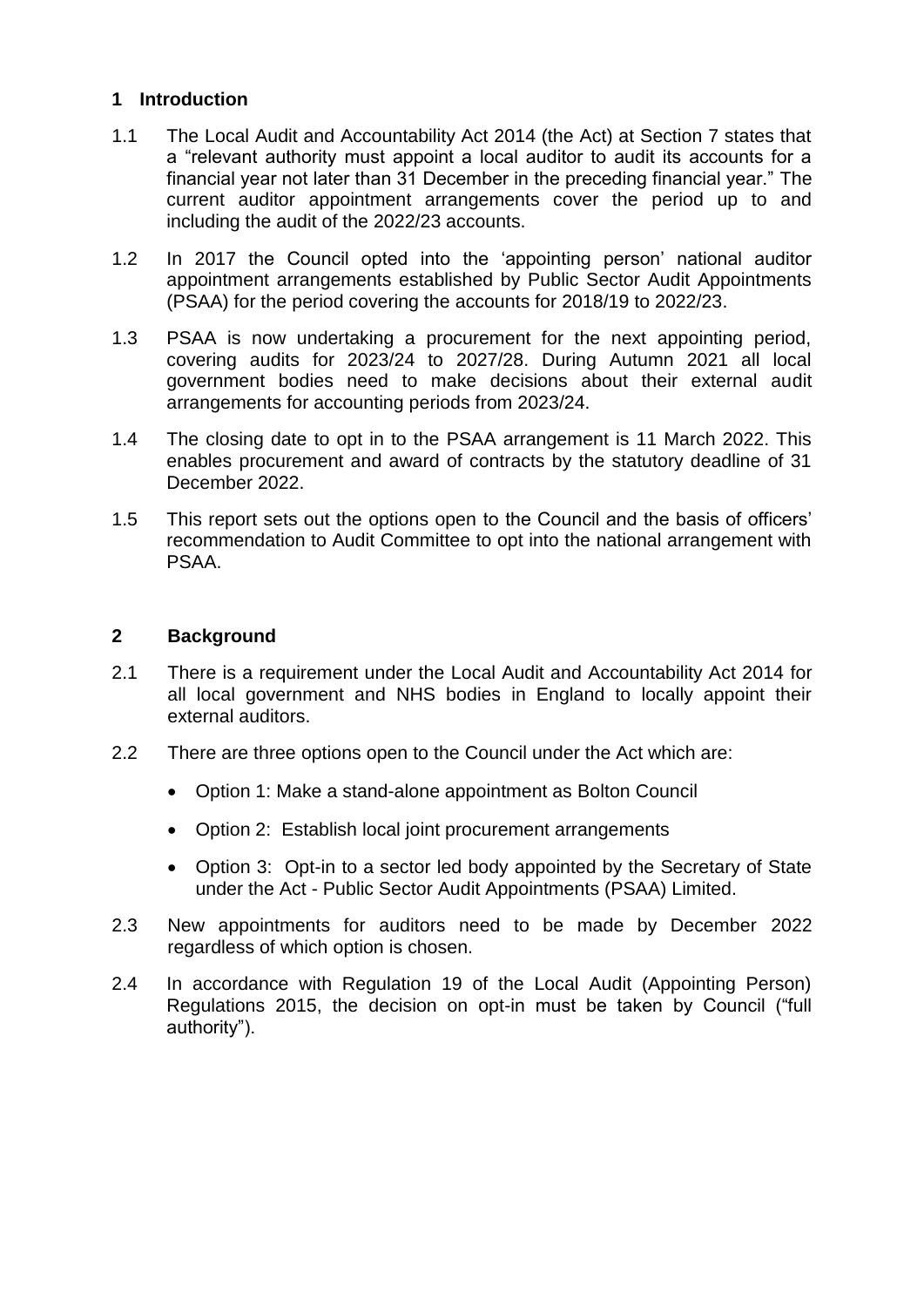## 1 Introduction

1.1 The Local Audit and Accountability Act 2014 (the Act) at Section 7 states that a "relevant authority must appoint a local auditor to audit its accounts for a financial year not later than 31 December in the preceding financial year." The current auditor appointment arrangements cover the period up to and including the audit of the 2022/23 accounts.

1.2 In 2017 the Council opted into the 'appointing person' national auditor appointment arrangements established by Public Sector Audit Appointments (PSAA) for the period covering the accounts for 2018/19 to 2022/23.

1.3 PSAA is now undertaking a procurement for the next appointing period, covering audits for 2023/24 to 2027/28. During Autumn 2021 all local government bodies need to make decisions about their external audit arrangements for accounting periods from 2023/24.

1.4 The closing date to opt in to the PSAA arrangement is 11 March 2022. This enables procurement and award of contracts by the statutory deadline of 31 December 2022.

1.5 This report sets out the options open to the Council and the basis of officers' recommendation to Audit Committee to opt into the national arrangement with PSAA.

## 2 Background

2.1 There is a requirement under the Local Audit and Accountability Act 2014 for all local government and NHS bodies in England to locally appoint their external auditors.

2.2 There are three options open to the Council under the Act which are:

- Option 1: Make a stand-alone appointment as Bolton Council
- Option 2: Establish local joint procurement arrangements
- Option 3: Opt-in to a sector led body appointed by the Secretary of State under the Act - Public Sector Audit Appointments (PSAA) Limited.

2.3 New appointments for auditors need to be made by December 2022 regardless of which option is chosen.

2.4 In accordance with Regulation 19 of the Local Audit (Appointing Person) Regulations 2015, the decision on opt-in must be taken by Council ("full authority").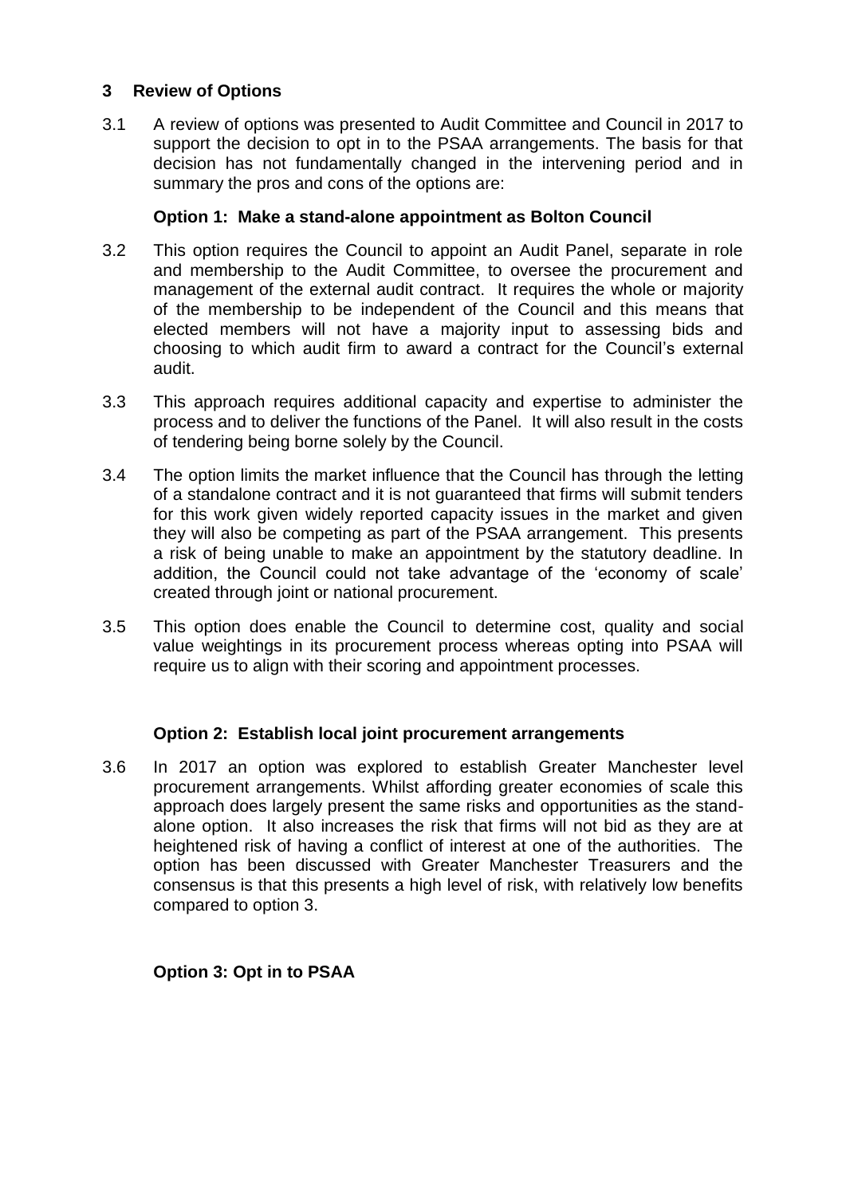## 3 Review of Options

3.1 A review of options was presented to Audit Committee and Council in 2017 to support the decision to opt in to the PSAA arrangements. The basis for that decision has not fundamentally changed in the intervening period and in summary the pros and cons of the options are:

### Option 1: Make a stand-alone appointment as Bolton Council

3.2 This option requires the Council to appoint an Audit Panel, separate in role and membership to the Audit Committee, to oversee the procurement and management of the external audit contract. It requires the whole or majority of the membership to be independent of the Council and this means that elected members will not have a majority input to assessing bids and choosing to which audit firm to award a contract for the Council's external audit.

3.3 This approach requires additional capacity and expertise to administer the process and to deliver the functions of the Panel. It will also result in the costs of tendering being borne solely by the Council.

3.4 The option limits the market influence that the Council has through the letting of a standalone contract and it is not guaranteed that firms will submit tenders for this work given widely reported capacity issues in the market and given they will also be competing as part of the PSAA arrangement. This presents a risk of being unable to make an appointment by the statutory deadline. In addition, the Council could not take advantage of the 'economy of scale' created through joint or national procurement.

3.5 This option does enable the Council to determine cost, quality and social value weightings in its procurement process whereas opting into PSAA will require us to align with their scoring and appointment processes.

### Option 2: Establish local joint procurement arrangements

3.6 In 2017 an option was explored to establish Greater Manchester level procurement arrangements. Whilst affording greater economies of scale this approach does largely present the same risks and opportunities as the stand-alone option. It also increases the risk that firms will not bid as they are at heightened risk of having a conflict of interest at one of the authorities. The option has been discussed with Greater Manchester Treasurers and the consensus is that this presents a high level of risk, with relatively low benefits compared to option 3.

### Option 3: Opt in to PSAA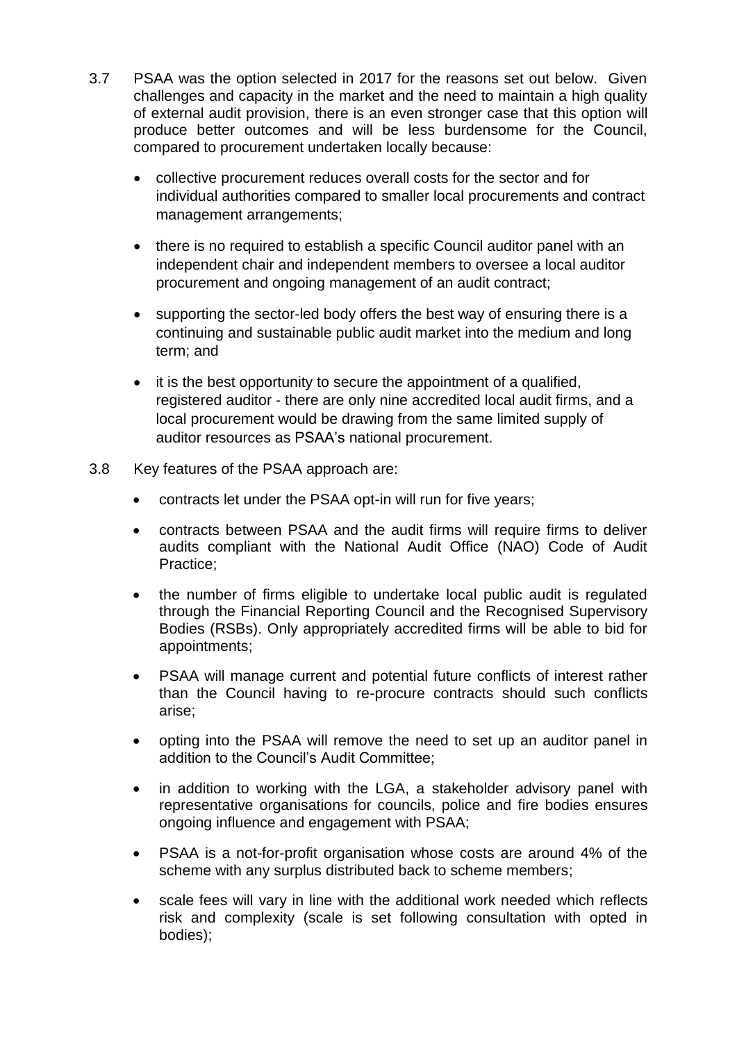3.7 PSAA was the option selected in 2017 for the reasons set out below. Given challenges and capacity in the market and the need to maintain a high quality of external audit provision, there is an even stronger case that this option will produce better outcomes and will be less burdensome for the Council, compared to procurement undertaken locally because:

- collective procurement reduces overall costs for the sector and for individual authorities compared to smaller local procurements and contract management arrangements;
- there is no required to establish a specific Council auditor panel with an independent chair and independent members to oversee a local auditor procurement and ongoing management of an audit contract;
- supporting the sector-led body offers the best way of ensuring there is a continuing and sustainable public audit market into the medium and long term; and
- it is the best opportunity to secure the appointment of a qualified, registered auditor - there are only nine accredited local audit firms, and a local procurement would be drawing from the same limited supply of auditor resources as PSAA's national procurement.

3.8 Key features of the PSAA approach are:

- contracts let under the PSAA opt-in will run for five years;
- contracts between PSAA and the audit firms will require firms to deliver audits compliant with the National Audit Office (NAO) Code of Audit Practice;
- the number of firms eligible to undertake local public audit is regulated through the Financial Reporting Council and the Recognised Supervisory Bodies (RSBs). Only appropriately accredited firms will be able to bid for appointments;
- PSAA will manage current and potential future conflicts of interest rather than the Council having to re-procure contracts should such conflicts arise;
- opting into the PSAA will remove the need to set up an auditor panel in addition to the Council's Audit Committee;
- in addition to working with the LGA, a stakeholder advisory panel with representative organisations for councils, police and fire bodies ensures ongoing influence and engagement with PSAA;
- PSAA is a not-for-profit organisation whose costs are around 4% of the scheme with any surplus distributed back to scheme members;
- scale fees will vary in line with the additional work needed which reflects risk and complexity (scale is set following consultation with opted in bodies);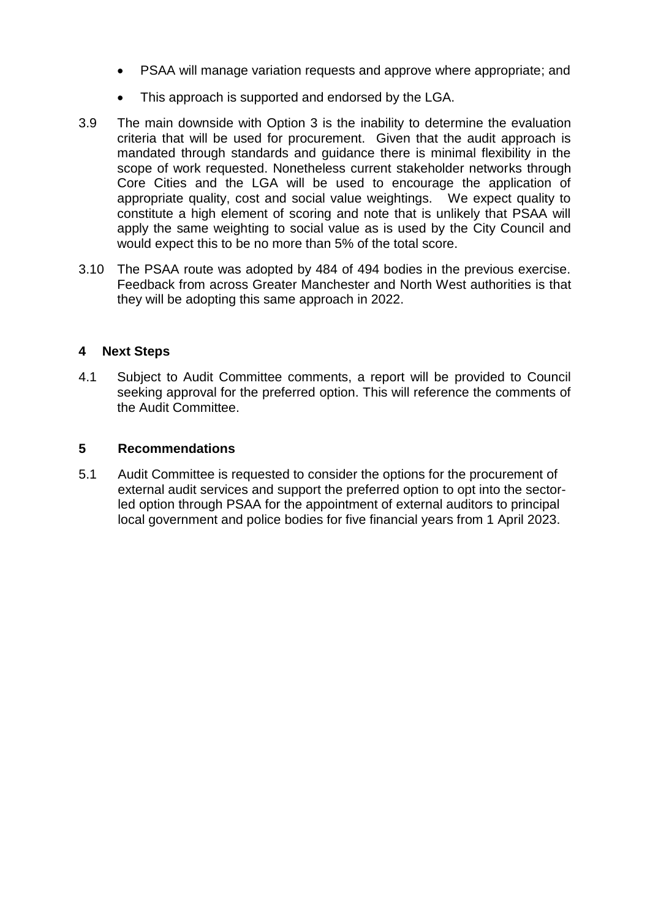- PSAA will manage variation requests and approve where appropriate; and
- This approach is supported and endorsed by the LGA.

3.9 The main downside with Option 3 is the inability to determine the evaluation criteria that will be used for procurement. Given that the audit approach is mandated through standards and guidance there is minimal flexibility in the scope of work requested. Nonetheless current stakeholder networks through Core Cities and the LGA will be used to encourage the application of appropriate quality, cost and social value weightings. We expect quality to constitute a high element of scoring and note that is unlikely that PSAA will apply the same weighting to social value as is used by the City Council and would expect this to be no more than 5% of the total score.

3.10 The PSAA route was adopted by 484 of 494 bodies in the previous exercise. Feedback from across Greater Manchester and North West authorities is that they will be adopting this same approach in 2022.

## 4 Next Steps

4.1 Subject to Audit Committee comments, a report will be provided to Council seeking approval for the preferred option. This will reference the comments of the Audit Committee.

## 5 Recommendations

5.1 Audit Committee is requested to consider the options for the procurement of external audit services and support the preferred option to opt into the sector-led option through PSAA for the appointment of external auditors to principal local government and police bodies for five financial years from 1 April 2023.